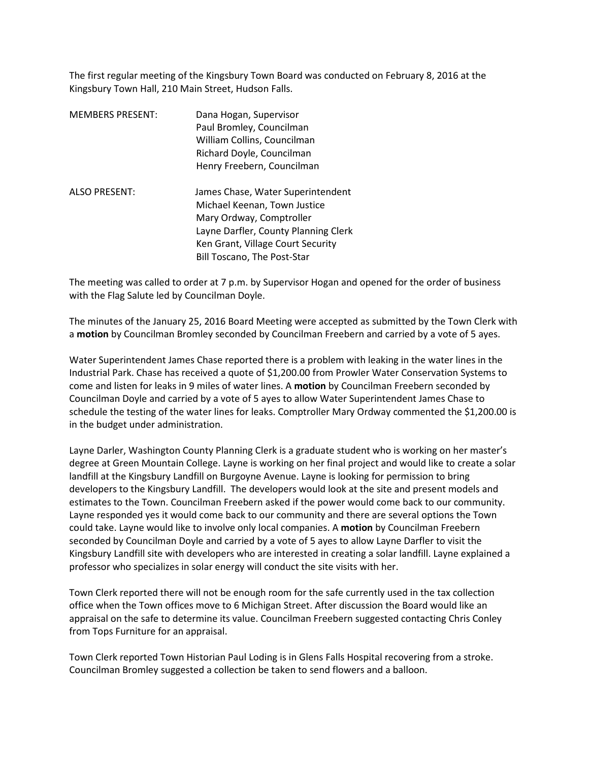The first regular meeting of the Kingsbury Town Board was conducted on February 8, 2016 at the Kingsbury Town Hall, 210 Main Street, Hudson Falls.

MEMBERS PRESENT: Dana Hogan, Supervisor
Paul Bromley, Councilman
William Collins, Councilman
Richard Doyle, Councilman
Henry Freebern, Councilman

ALSO PRESENT: James Chase, Water Superintendent
Michael Keenan, Town Justice
Mary Ordway, Comptroller
Layne Darfler, County Planning Clerk
Ken Grant, Village Court Security
Bill Toscano, The Post-Star

The meeting was called to order at 7 p.m. by Supervisor Hogan and opened for the order of business with the Flag Salute led by Councilman Doyle.

The minutes of the January 25, 2016 Board Meeting were accepted as submitted by the Town Clerk with a **motion** by Councilman Bromley seconded by Councilman Freebern and carried by a vote of 5 ayes.

Water Superintendent James Chase reported there is a problem with leaking in the water lines in the Industrial Park. Chase has received a quote of $1,200.00 from Prowler Water Conservation Systems to come and listen for leaks in 9 miles of water lines. A **motion** by Councilman Freebern seconded by Councilman Doyle and carried by a vote of 5 ayes to allow Water Superintendent James Chase to schedule the testing of the water lines for leaks. Comptroller Mary Ordway commented the $1,200.00 is in the budget under administration.

Layne Darler, Washington County Planning Clerk is a graduate student who is working on her master's degree at Green Mountain College. Layne is working on her final project and would like to create a solar landfill at the Kingsbury Landfill on Burgoyne Avenue. Layne is looking for permission to bring developers to the Kingsbury Landfill. The developers would look at the site and present models and estimates to the Town. Councilman Freebern asked if the power would come back to our community. Layne responded yes it would come back to our community and there are several options the Town could take. Layne would like to involve only local companies. A **motion** by Councilman Freebern seconded by Councilman Doyle and carried by a vote of 5 ayes to allow Layne Darfler to visit the Kingsbury Landfill site with developers who are interested in creating a solar landfill. Layne explained a professor who specializes in solar energy will conduct the site visits with her.

Town Clerk reported there will not be enough room for the safe currently used in the tax collection office when the Town offices move to 6 Michigan Street. After discussion the Board would like an appraisal on the safe to determine its value. Councilman Freebern suggested contacting Chris Conley from Tops Furniture for an appraisal.

Town Clerk reported Town Historian Paul Loding is in Glens Falls Hospital recovering from a stroke. Councilman Bromley suggested a collection be taken to send flowers and a balloon.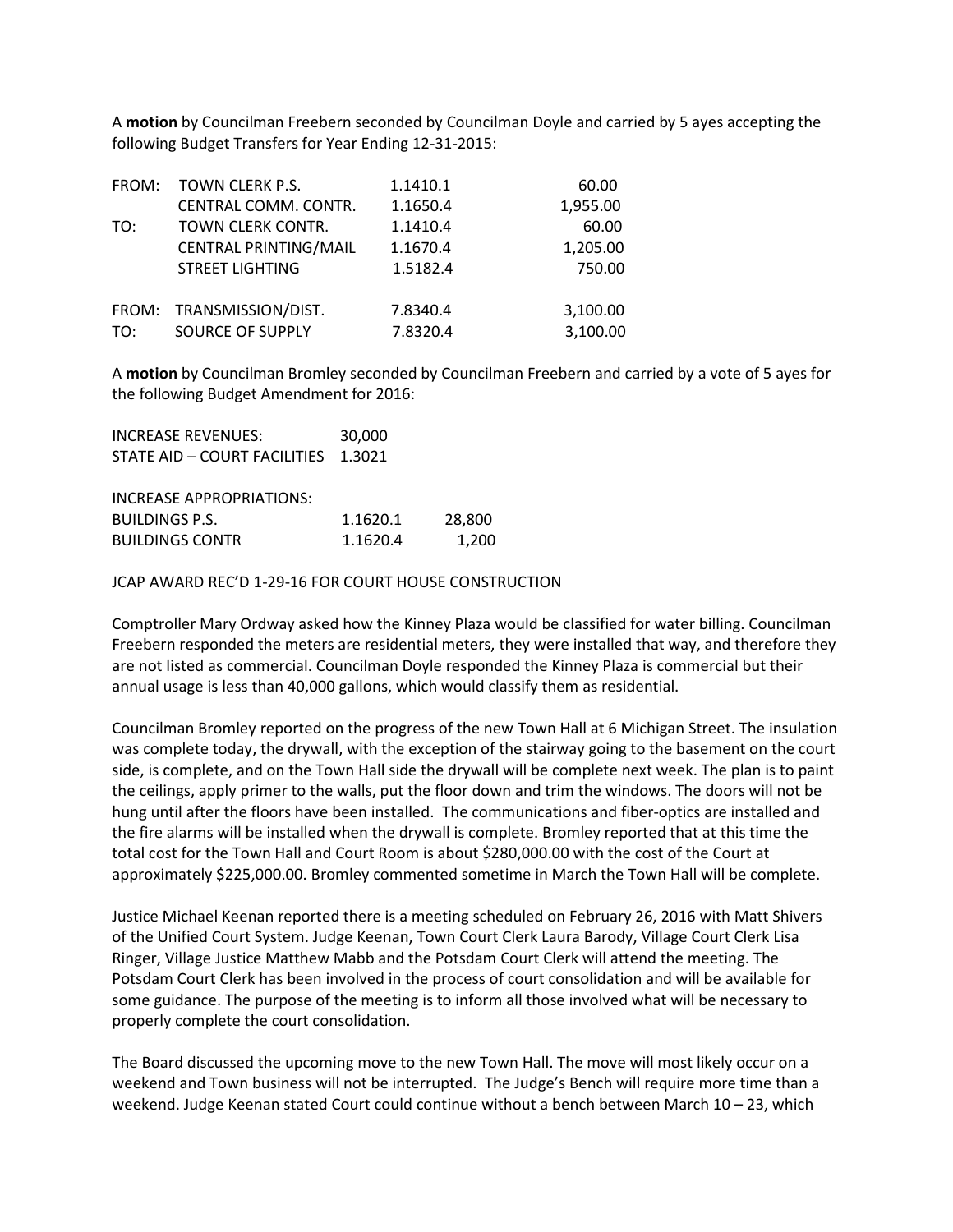A **motion** by Councilman Freebern seconded by Councilman Doyle and carried by 5 ayes accepting the following Budget Transfers for Year Ending 12-31-2015:

| | | | |
|---|---|---|---|
| FROM: | TOWN CLERK P.S. | 1.1410.1 | 60.00 |
| | CENTRAL COMM. CONTR. | 1.1650.4 | 1,955.00 |
| TO: | TOWN CLERK CONTR. | 1.1410.4 | 60.00 |
| | CENTRAL PRINTING/MAIL | 1.1670.4 | 1,205.00 |
| | STREET LIGHTING | 1.5182.4 | 750.00 |
| | | | |
| FROM: | TRANSMISSION/DIST. | 7.8340.4 | 3,100.00 |
| TO: | SOURCE OF SUPPLY | 7.8320.4 | 3,100.00 |

A **motion** by Councilman Bromley seconded by Councilman Freebern and carried by a vote of 5 ayes for the following Budget Amendment for 2016:

| | | |
|---|---|---|
| INCREASE REVENUES: | 30,000 | |
| STATE AID – COURT FACILITIES | 1.3021 | |
| | | |
| INCREASE APPROPRIATIONS: | | |
| BUILDINGS P.S. | 1.1620.1 | 28,800 |
| BUILDINGS CONTR | 1.1620.4 | 1,200 |

JCAP AWARD REC'D 1-29-16 FOR COURT HOUSE CONSTRUCTION

Comptroller Mary Ordway asked how the Kinney Plaza would be classified for water billing. Councilman Freebern responded the meters are residential meters, they were installed that way, and therefore they are not listed as commercial. Councilman Doyle responded the Kinney Plaza is commercial but their annual usage is less than 40,000 gallons, which would classify them as residential.

Councilman Bromley reported on the progress of the new Town Hall at 6 Michigan Street. The insulation was complete today, the drywall, with the exception of the stairway going to the basement on the court side, is complete, and on the Town Hall side the drywall will be complete next week. The plan is to paint the ceilings, apply primer to the walls, put the floor down and trim the windows. The doors will not be hung until after the floors have been installed. The communications and fiber-optics are installed and the fire alarms will be installed when the drywall is complete. Bromley reported that at this time the total cost for the Town Hall and Court Room is about $280,000.00 with the cost of the Court at approximately $225,000.00. Bromley commented sometime in March the Town Hall will be complete.

Justice Michael Keenan reported there is a meeting scheduled on February 26, 2016 with Matt Shivers of the Unified Court System. Judge Keenan, Town Court Clerk Laura Barody, Village Court Clerk Lisa Ringer, Village Justice Matthew Mabb and the Potsdam Court Clerk will attend the meeting. The Potsdam Court Clerk has been involved in the process of court consolidation and will be available for some guidance. The purpose of the meeting is to inform all those involved what will be necessary to properly complete the court consolidation.

The Board discussed the upcoming move to the new Town Hall. The move will most likely occur on a weekend and Town business will not be interrupted. The Judge's Bench will require more time than a weekend. Judge Keenan stated Court could continue without a bench between March 10 – 23, which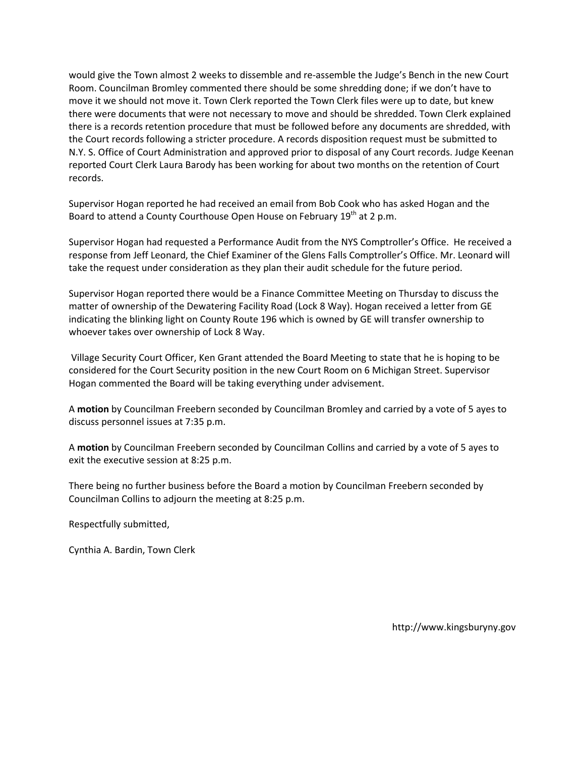would give the Town almost 2 weeks to dissemble and re-assemble the Judge's Bench in the new Court Room. Councilman Bromley commented there should be some shredding done; if we don't have to move it we should not move it. Town Clerk reported the Town Clerk files were up to date, but knew there were documents that were not necessary to move and should be shredded. Town Clerk explained there is a records retention procedure that must be followed before any documents are shredded, with the Court records following a stricter procedure. A records disposition request must be submitted to N.Y. S. Office of Court Administration and approved prior to disposal of any Court records. Judge Keenan reported Court Clerk Laura Barody has been working for about two months on the retention of Court records.

Supervisor Hogan reported he had received an email from Bob Cook who has asked Hogan and the Board to attend a County Courthouse Open House on February 19th at 2 p.m.

Supervisor Hogan had requested a Performance Audit from the NYS Comptroller's Office. He received a response from Jeff Leonard, the Chief Examiner of the Glens Falls Comptroller's Office. Mr. Leonard will take the request under consideration as they plan their audit schedule for the future period.

Supervisor Hogan reported there would be a Finance Committee Meeting on Thursday to discuss the matter of ownership of the Dewatering Facility Road (Lock 8 Way). Hogan received a letter from GE indicating the blinking light on County Route 196 which is owned by GE will transfer ownership to whoever takes over ownership of Lock 8 Way.

Village Security Court Officer, Ken Grant attended the Board Meeting to state that he is hoping to be considered for the Court Security position in the new Court Room on 6 Michigan Street. Supervisor Hogan commented the Board will be taking everything under advisement.

A **motion** by Councilman Freebern seconded by Councilman Bromley and carried by a vote of 5 ayes to discuss personnel issues at 7:35 p.m.

A **motion** by Councilman Freebern seconded by Councilman Collins and carried by a vote of 5 ayes to exit the executive session at 8:25 p.m.

There being no further business before the Board a motion by Councilman Freebern seconded by Councilman Collins to adjourn the meeting at 8:25 p.m.

Respectfully submitted,

Cynthia A. Bardin, Town Clerk

http://www.kingsburyny.gov